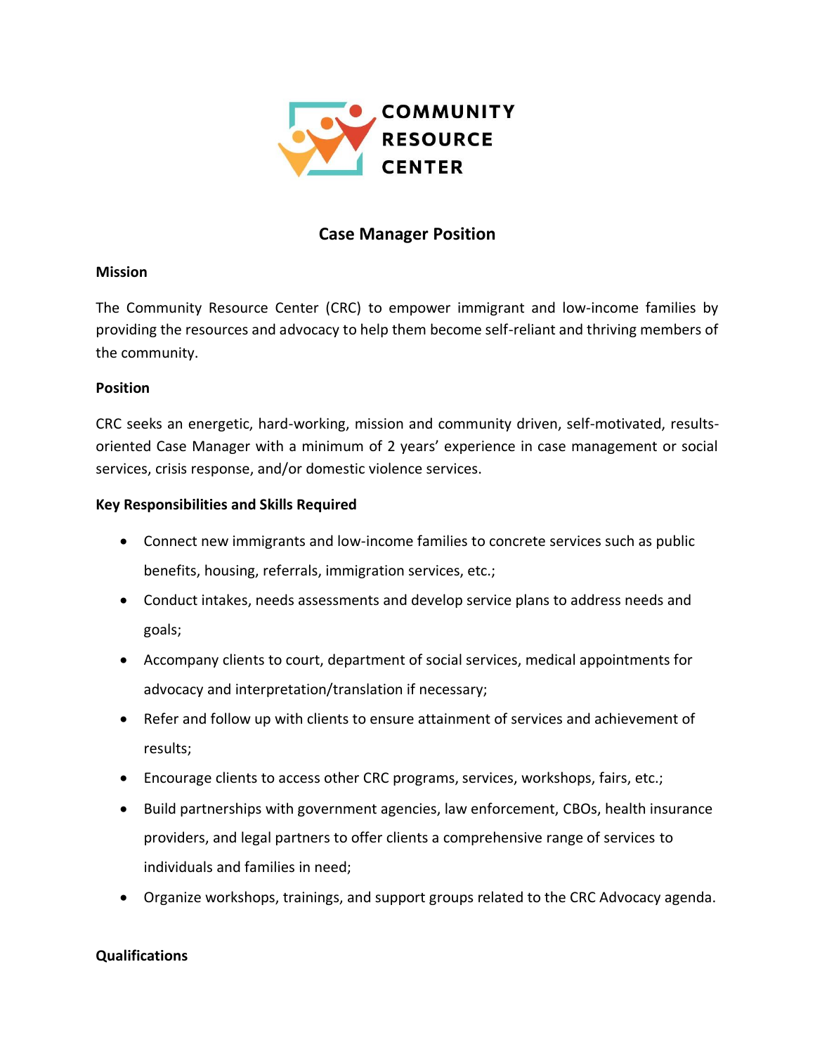COMMUNITY RESOURCE CENTER

# Case Manager Position

**Mission**

The Community Resource Center (CRC) to empower immigrant and low-income families by providing the resources and advocacy to help them become self-reliant and thriving members of the community.

**Position**

CRC seeks an energetic, hard-working, mission and community driven, self-motivated, results-oriented Case Manager with a minimum of 2 years' experience in case management or social services, crisis response, and/or domestic violence services.

**Key Responsibilities and Skills Required**

- Connect new immigrants and low-income families to concrete services such as public benefits, housing, referrals, immigration services, etc.;
- Conduct intakes, needs assessments and develop service plans to address needs and goals;
- Accompany clients to court, department of social services, medical appointments for advocacy and interpretation/translation if necessary;
- Refer and follow up with clients to ensure attainment of services and achievement of results;
- Encourage clients to access other CRC programs, services, workshops, fairs, etc.;
- Build partnerships with government agencies, law enforcement, CBOs, health insurance providers, and legal partners to offer clients a comprehensive range of services to individuals and families in need;
- Organize workshops, trainings, and support groups related to the CRC Advocacy agenda.

**Qualifications**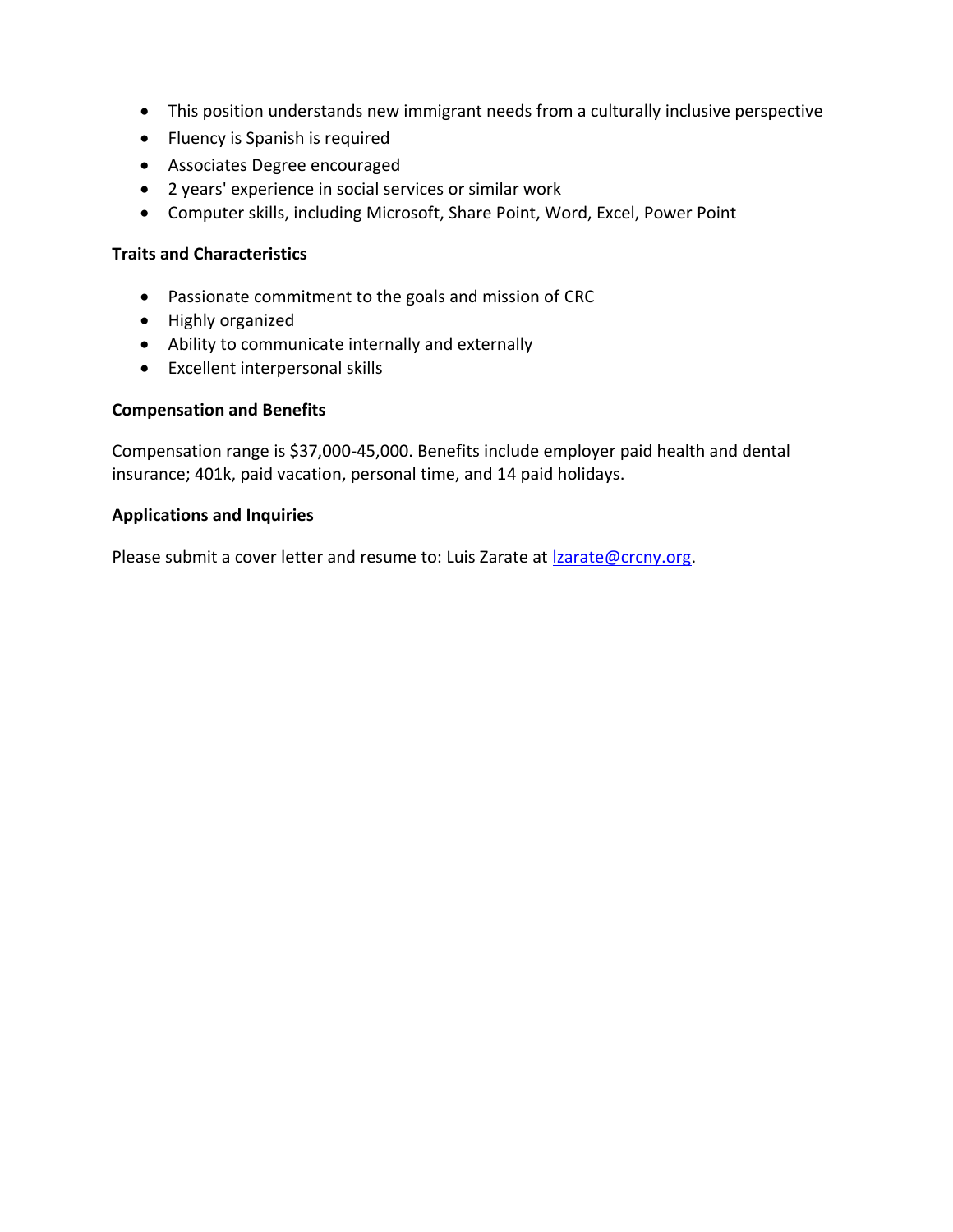- This position understands new immigrant needs from a culturally inclusive perspective
- Fluency is Spanish is required
- Associates Degree encouraged
- 2 years' experience in social services or similar work
- Computer skills, including Microsoft, Share Point, Word, Excel, Power Point

**Traits and Characteristics**

- Passionate commitment to the goals and mission of CRC
- Highly organized
- Ability to communicate internally and externally
- Excellent interpersonal skills

**Compensation and Benefits**

Compensation range is $37,000-45,000. Benefits include employer paid health and dental insurance; 401k, paid vacation, personal time, and 14 paid holidays.

**Applications and Inquiries**

Please submit a cover letter and resume to: Luis Zarate at lzarate@crcny.org.